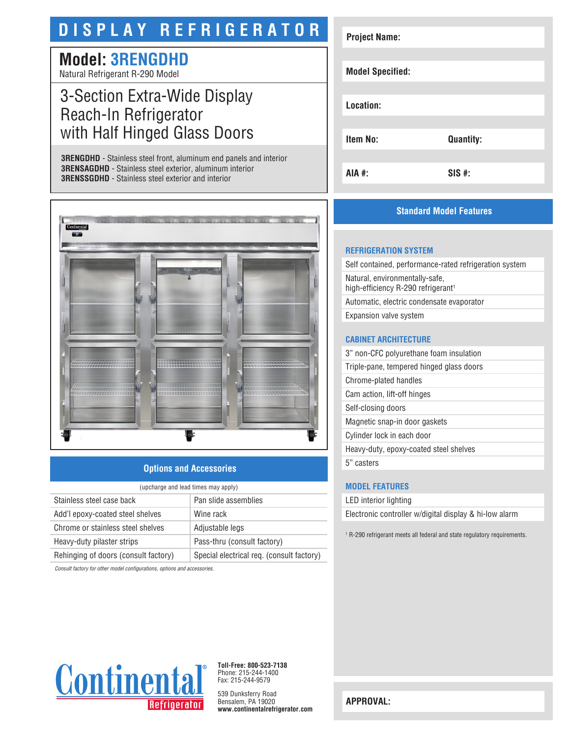# DISPLAY REFRIGERATOR

## Model: 3RENGDHD

Natural Refrigerant R-290 Model

## 3-Section Extra-Wide Display Reach-In Refrigerator with Half Hinged Glass Doors

**3RENGDHD** - Stainless steel front, aluminum end panels and interior
**3RENSAGDHD** - Stainless steel exterior, aluminum interior
**3RENSSGDHD** - Stainless steel exterior and interior

| | |
|---|---|
| **Project Name:** | |
| **Model Specified:** | |
| **Location:** | |
| **Item No:** | **Quantity:** |
| **AIA #:** | **SIS #:** |

## Options and Accessories

(upcharge and lead times may apply)

| | |
|---|---|
| Stainless steel case back | Pan slide assemblies |
| Add'l epoxy-coated steel shelves | Wine rack |
| Chrome or stainless steel shelves | Adjustable legs |
| Heavy-duty pilaster strips | Pass-thru (consult factory) |
| Rehinging of doors (consult factory) | Special electrical req. (consult factory) |

*Consult factory for other model configurations, options and accessories.*

## Standard Model Features

### REFRIGERATION SYSTEM

- Self contained, performance-rated refrigeration system
- Natural, environmentally-safe, high-efficiency R-290 refrigerant[1]
- Automatic, electric condensate evaporator
- Expansion valve system

### CABINET ARCHITECTURE

- 3" non-CFC polyurethane foam insulation
- Triple-pane, tempered hinged glass doors
- Chrome-plated handles
- Cam action, lift-off hinges
- Self-closing doors
- Magnetic snap-in door gaskets
- Cylinder lock in each door
- Heavy-duty, epoxy-coated steel shelves
- 5" casters

### MODEL FEATURES

- LED interior lighting
- Electronic controller w/digital display & hi-low alarm

[1] R-290 refrigerant meets all federal and state regulatory requirements.

Continental Refrigerator

**Toll-Free: 800-523-7138**
Phone: 215-244-1400
Fax: 215-244-9579

539 Dunksferry Road
Bensalem, PA 19020
**www.continentalrefrigerator.com**

**APPROVAL:**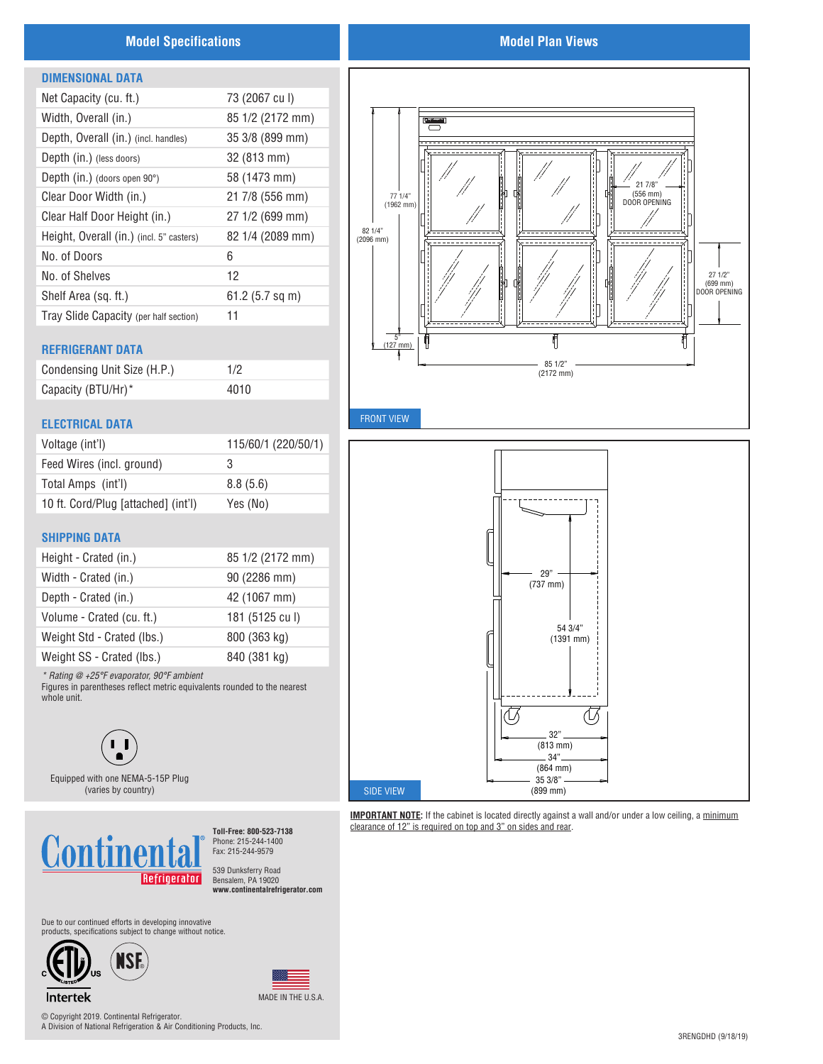## Model Specifications

### DIMENSIONAL DATA

| | |
|---|---|
| Net Capacity (cu. ft.) | 73 (2067 cu l) |
| Width, Overall (in.) | 85 1/2 (2172 mm) |
| Depth, Overall (in.) (incl. handles) | 35 3/8 (899 mm) |
| Depth (in.) (less doors) | 32 (813 mm) |
| Depth (in.) (doors open 90°) | 58 (1473 mm) |
| Clear Door Width (in.) | 21 7/8 (556 mm) |
| Clear Half Door Height (in.) | 27 1/2 (699 mm) |
| Height, Overall (in.) (incl. 5" casters) | 82 1/4 (2089 mm) |
| No. of Doors | 6 |
| No. of Shelves | 12 |
| Shelf Area (sq. ft.) | 61.2 (5.7 sq m) |
| Tray Slide Capacity (per half section) | 11 |

### REFRIGERANT DATA

| | |
|---|---|
| Condensing Unit Size (H.P.) | 1/2 |
| Capacity (BTU/Hr)* | 4010 |

### ELECTRICAL DATA

| | |
|---|---|
| Voltage (int'l) | 115/60/1 (220/50/1) |
| Feed Wires (incl. ground) | 3 |
| Total Amps (int'l) | 8.8 (5.6) |
| 10 ft. Cord/Plug [attached] (int'l) | Yes (No) |

### SHIPPING DATA

| | |
|---|---|
| Height - Crated (in.) | 85 1/2 (2172 mm) |
| Width - Crated (in.) | 90 (2286 mm) |
| Depth - Crated (in.) | 42 (1067 mm) |
| Volume - Crated (cu. ft.) | 181 (5125 cu l) |
| Weight Std - Crated (lbs.) | 800 (363 kg) |
| Weight SS - Crated (lbs.) | 840 (381 kg) |

*\* Rating @ +25°F evaporator, 90°F ambient*

Figures in parentheses reflect metric equivalents rounded to the nearest whole unit.

Equipped with one NEMA-5-15P Plug (varies by country)

**Continental Refrigerator**

**Toll-Free: 800-523-7138**
Phone: 215-244-1400
Fax: 215-244-9579

539 Dunksferry Road
Bensalem, PA 19020
**www.continentalrefrigerator.com**

Due to our continued efforts in developing innovative products, specifications subject to change without notice.

Intertek

MADE IN THE U.S.A.

© Copyright 2019. Continental Refrigerator.
A Division of National Refrigeration & Air Conditioning Products, Inc.

## Model Plan Views

77 1/4"
(1962 mm)

82 1/4"
(2096 mm)

21 7/8"
(556 mm)
DOOR OPENING

27 1/2"
(699 mm)
DOOR OPENING

5"
(127 mm)

85 1/2"
(2172 mm)

FRONT VIEW

29"
(737 mm)

54 3/4"
(1391 mm)

32"
(813 mm)

34"
(864 mm)

35 3/8"
(899 mm)

SIDE VIEW

**IMPORTANT NOTE:** If the cabinet is located directly against a wall and/or under a low ceiling, a minimum clearance of 12" is required on top and 3" on sides and rear.

3RENGDHD (9/18/19)